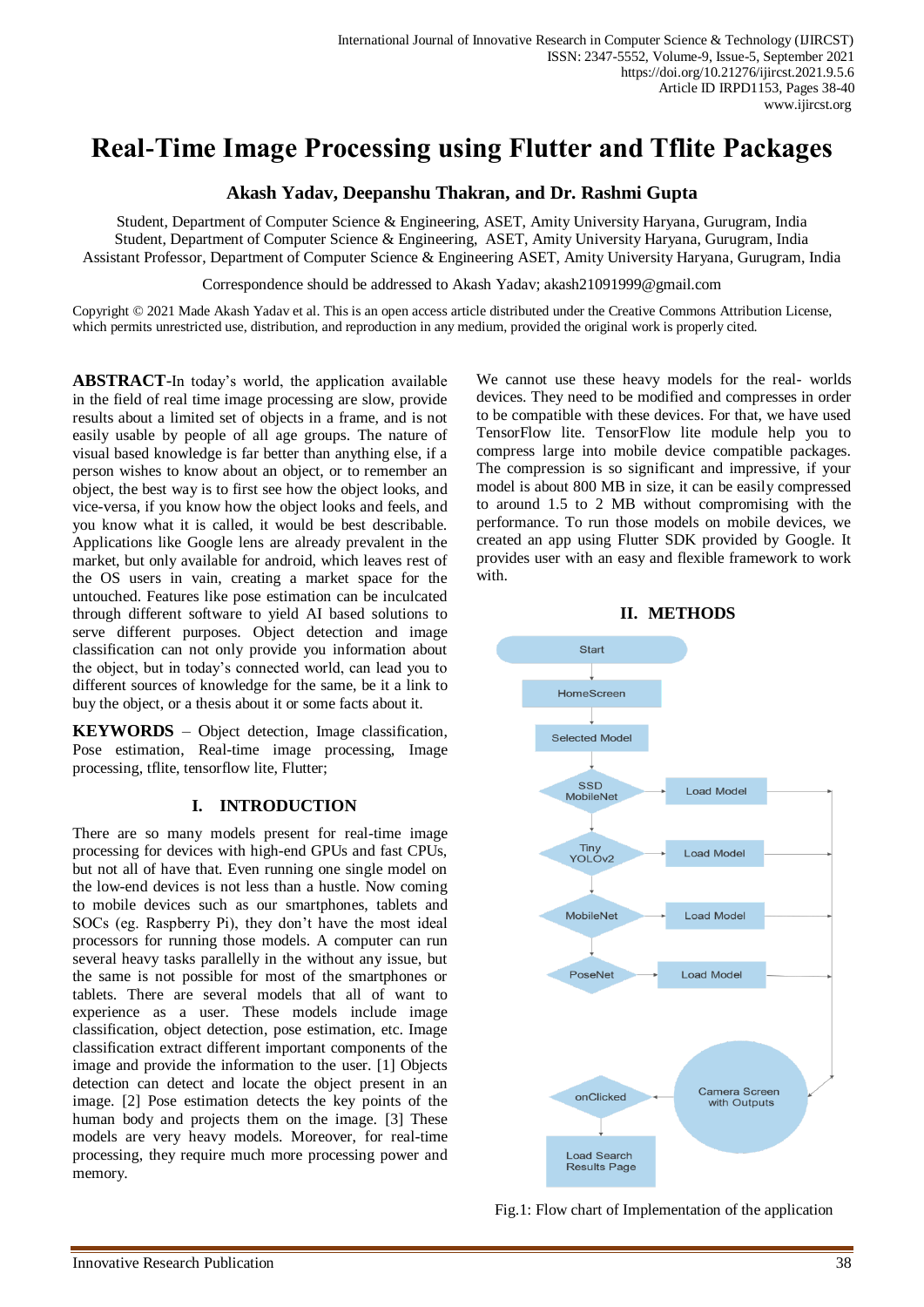# Real-Time Image Processing using Flutter and Tflite Packages

**Akash Yadav, Deepanshu Thakran, and Dr. Rashmi Gupta**

Student, Department of Computer Science & Engineering, ASET, Amity University Haryana, Gurugram, India
Student, Department of Computer Science & Engineering, ASET, Amity University Haryana, Gurugram, India
Assistant Professor, Department of Computer Science & Engineering ASET, Amity University Haryana, Gurugram, India

Correspondence should be addressed to Akash Yadav; akash21091999@gmail.com

Copyright © 2021 Made Akash Yadav et al. This is an open access article distributed under the Creative Commons Attribution License, which permits unrestricted use, distribution, and reproduction in any medium, provided the original work is properly cited.

**ABSTRACT**-In today's world, the application available in the field of real time image processing are slow, provide results about a limited set of objects in a frame, and is not easily usable by people of all age groups. The nature of visual based knowledge is far better than anything else, if a person wishes to know about an object, or to remember an object, the best way is to first see how the object looks, and vice-versa, if you know how the object looks and feels, and you know what it is called, it would be best describable. Applications like Google lens are already prevalent in the market, but only available for android, which leaves rest of the OS users in vain, creating a market space for the untouched. Features like pose estimation can be inculcated through different software to yield AI based solutions to serve different purposes. Object detection and image classification can not only provide you information about the object, but in today's connected world, can lead you to different sources of knowledge for the same, be it a link to buy the object, or a thesis about it or some facts about it.

**KEYWORDS** – Object detection, Image classification, Pose estimation, Real-time image processing, Image processing, tflite, tensorflow lite, Flutter;

## I. INTRODUCTION

There are so many models present for real-time image processing for devices with high-end GPUs and fast CPUs, but not all of have that. Even running one single model on the low-end devices is not less than a hustle. Now coming to mobile devices such as our smartphones, tablets and SOCs (eg. Raspberry Pi), they don't have the most ideal processors for running those models. A computer can run several heavy tasks parallelly in the without any issue, but the same is not possible for most of the smartphones or tablets. There are several models that all of want to experience as a user. These models include image classification, object detection, pose estimation, etc. Image classification extract different important components of the image and provide the information to the user. [1] Objects detection can detect and locate the object present in an image. [2] Pose estimation detects the key points of the human body and projects them on the image. [3] These models are very heavy models. Moreover, for real-time processing, they require much more processing power and memory.

We cannot use these heavy models for the real- worlds devices. They need to be modified and compresses in order to be compatible with these devices. For that, we have used TensorFlow lite. TensorFlow lite module help you to compress large into mobile device compatible packages. The compression is so significant and impressive, if your model is about 800 MB in size, it can be easily compressed to around 1.5 to 2 MB without compromising with the performance. To run those models on mobile devices, we created an app using Flutter SDK provided by Google. It provides user with an easy and flexible framework to work with.

## II. METHODS

Start → HomeScreen → Selected Model → SSD MobileNet / Tiny YOLOv2 / MobileNet / PoseNet → Load Model → Camera Screen with Outputs → onClicked → Load Search Results Page

Fig.1: Flow chart of Implementation of the application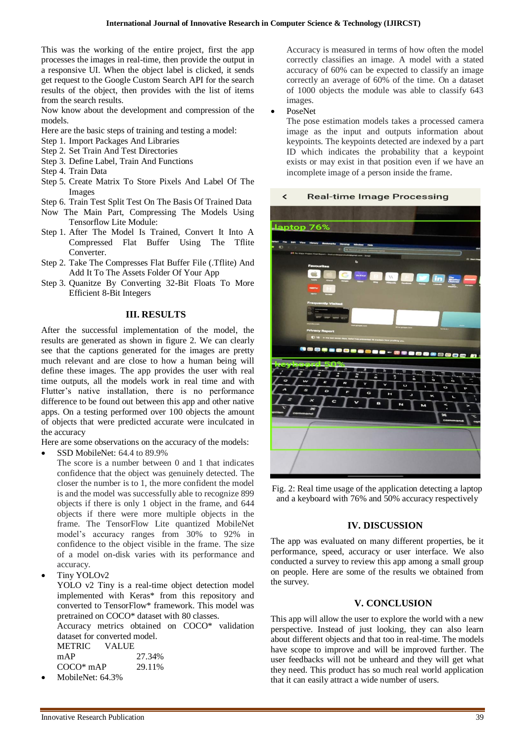This was the working of the entire project, first the app processes the images in real-time, then provide the output in a responsive UI. When the object label is clicked, it sends get request to the Google Custom Search API for the search results of the object, then provides with the list of items from the search results.

Now know about the development and compression of the models.

Here are the basic steps of training and testing a model:

Step 1. Import Packages And Libraries

Step 2. Set Train And Test Directories

Step 3. Define Label, Train And Functions

Step 4. Train Data

Step 5. Create Matrix To Store Pixels And Label Of The Images

Step 6. Train Test Split Test On The Basis Of Trained Data

Now The Main Part, Compressing The Models Using Tensorflow Lite Module:

Step 1. After The Model Is Trained, Convert It Into A Compressed Flat Buffer Using The Tflite Converter.

Step 2. Take The Compresses Flat Buffer File (.Tflite) And Add It To The Assets Folder Of Your App

Step 3. Quanitze By Converting 32-Bit Floats To More Efficient 8-Bit Integers

## III. RESULTS

After the successful implementation of the model, the results are generated as shown in figure 2. We can clearly see that the captions generated for the images are pretty much relevant and are close to how a human being will define these images. The app provides the user with real time outputs, all the models work in real time and with Flutter's native installation, there is no performance difference to be found out between this app and other native apps. On a testing performed over 100 objects the amount of objects that were predicted accurate were inculcated in the accuracy

Here are some observations on the accuracy of the models:

- SSD MobileNet: 64.4 to 89.9%

  The score is a number between 0 and 1 that indicates confidence that the object was genuinely detected. The closer the number is to 1, the more confident the model is and the model was successfully able to recognize 899 objects if there is only 1 object in the frame, and 644 objects if there were multiple objects in the frame. The TensorFlow Lite quantized MobileNet model's accuracy ranges from 30% to 92% in confidence to the object visible in the frame. The size of a model on-disk varies with its performance and accuracy.

- Tiny YOLOv2

  YOLO v2 Tiny is a real-time object detection model implemented with Keras* from this repository and converted to TensorFlow* framework. This model was pretrained on COCO* dataset with 80 classes.

  Accuracy metrics obtained on COCO* validation dataset for converted model.

  | METRIC | VALUE |
  | --- | --- |
  | mAP | 27.34% |
  | COCO* mAP | 29.11% |

- MobileNet: 64.3%

  Accuracy is measured in terms of how often the model correctly classifies an image. A model with a stated accuracy of 60% can be expected to classify an image correctly an average of 60% of the time. On a dataset of 1000 objects the module was able to classify 643 images.

- PoseNet

  The pose estimation models takes a processed camera image as the input and outputs information about keypoints. The keypoints detected are indexed by a part ID which indicates the probability that a keypoint exists or may exist in that position even if we have an incomplete image of a person inside the frame.

Fig. 2: Real time usage of the application detecting a laptop and a keyboard with 76% and 50% accuracy respectively

## IV. DISCUSSION

The app was evaluated on many different properties, be it performance, speed, accuracy or user interface. We also conducted a survey to review this app among a small group on people. Here are some of the results we obtained from the survey.

## V. CONCLUSION

This app will allow the user to explore the world with a new perspective. Instead of just looking, they can also learn about different objects and that too in real-time. The models have scope to improve and will be improved further. The user feedbacks will not be unheard and they will get what they need. This product has so much real world application that it can easily attract a wide number of users.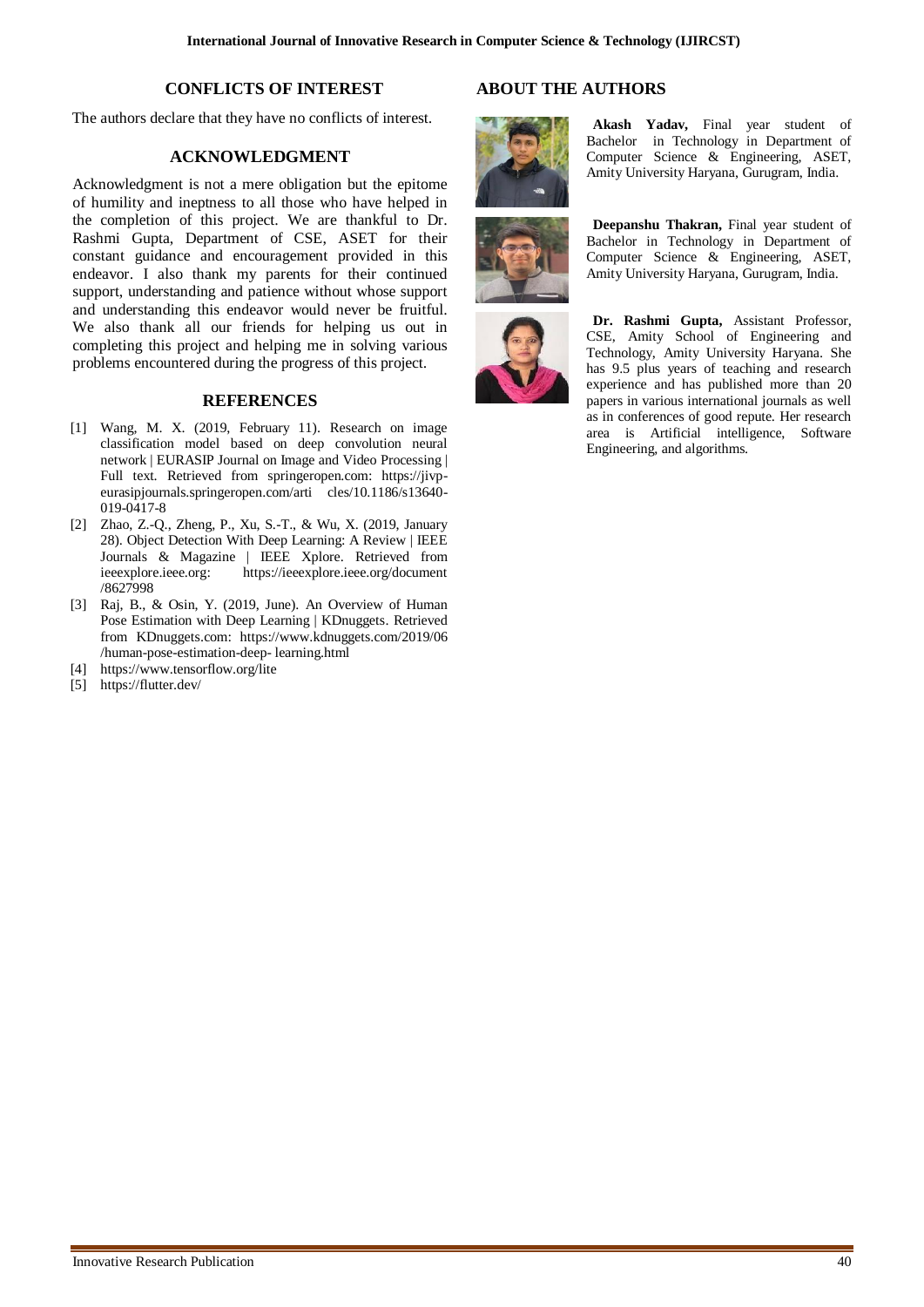## CONFLICTS OF INTEREST

The authors declare that they have no conflicts of interest.

## ACKNOWLEDGMENT

Acknowledgment is not a mere obligation but the epitome of humility and ineptness to all those who have helped in the completion of this project. We are thankful to Dr. Rashmi Gupta, Department of CSE, ASET for their constant guidance and encouragement provided in this endeavor. I also thank my parents for their continued support, understanding and patience without whose support and understanding this endeavor would never be fruitful. We also thank all our friends for helping us out in completing this project and helping me in solving various problems encountered during the progress of this project.

## REFERENCES

[1] Wang, M. X. (2019, February 11). Research on image classification model based on deep convolution neural network | EURASIP Journal on Image and Video Processing | Full text. Retrieved from springeropen.com: https://jivp-eurasipjournals.springeropen.com/arti cles/10.1186/s13640-019-0417-8

[2] Zhao, Z.-Q., Zheng, P., Xu, S.-T., & Wu, X. (2019, January 28). Object Detection With Deep Learning: A Review | IEEE Journals & Magazine | IEEE Xplore. Retrieved from ieeexplore.ieee.org: https://ieeexplore.ieee.org/document /8627998

[3] Raj, B., & Osin, Y. (2019, June). An Overview of Human Pose Estimation with Deep Learning | KDnuggets. Retrieved from KDnuggets.com: https://www.kdnuggets.com/2019/06 /human-pose-estimation-deep- learning.html

[4] https://www.tensorflow.org/lite

[5] https://flutter.dev/

## ABOUT THE AUTHORS

**Akash Yadav,** Final year student of Bachelor in Technology in Department of Computer Science & Engineering, ASET, Amity University Haryana, Gurugram, India.

**Deepanshu Thakran,** Final year student of Bachelor in Technology in Department of Computer Science & Engineering, ASET, Amity University Haryana, Gurugram, India.

**Dr. Rashmi Gupta,** Assistant Professor, CSE, Amity School of Engineering and Technology, Amity University Haryana. She has 9.5 plus years of teaching and research experience and has published more than 20 papers in various international journals as well as in conferences of good repute. Her research area is Artificial intelligence, Software Engineering, and algorithms.